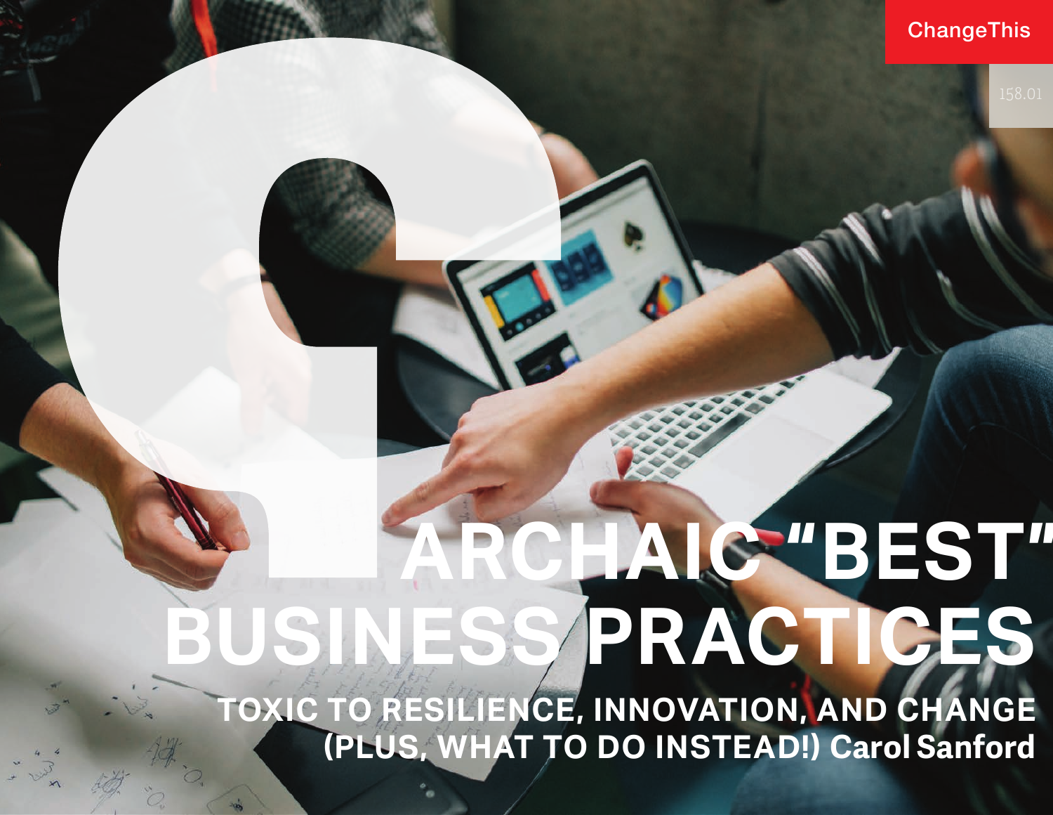# ARCHAIC "BEST" BUSINESS PRACTICES

## TOXIC TO RESILIENCE, INNOVATION, AND CHANGE (PLUS, WHAT TO DO INSTEAD!)

**Carol Sanford**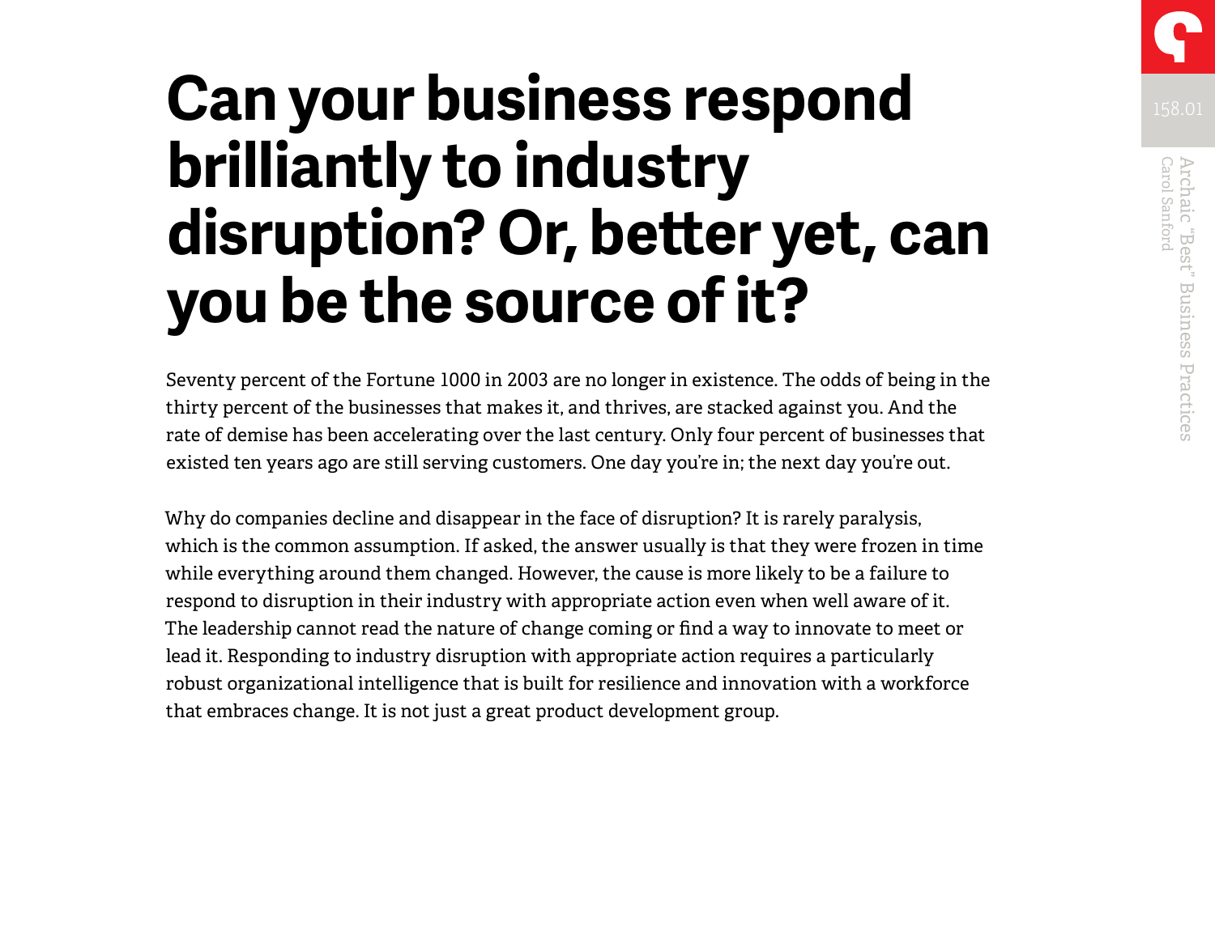# Can your business respond brilliantly to industry disruption? Or, better yet, can you be the source of it?

Seventy percent of the Fortune 1000 in 2003 are no longer in existence. The odds of being in the thirty percent of the businesses that makes it, and thrives, are stacked against you. And the rate of demise has been accelerating over the last century. Only four percent of businesses that existed ten years ago are still serving customers. One day you're in; the next day you're out.

Why do companies decline and disappear in the face of disruption? It is rarely paralysis, which is the common assumption. If asked, the answer usually is that they were frozen in time while everything around them changed. However, the cause is more likely to be a failure to respond to disruption in their industry with appropriate action even when well aware of it. The leadership cannot read the nature of change coming or find a way to innovate to meet or lead it. Responding to industry disruption with appropriate action requires a particularly robust organizational intelligence that is built for resilience and innovation with a workforce that embraces change. It is not just a great product development group.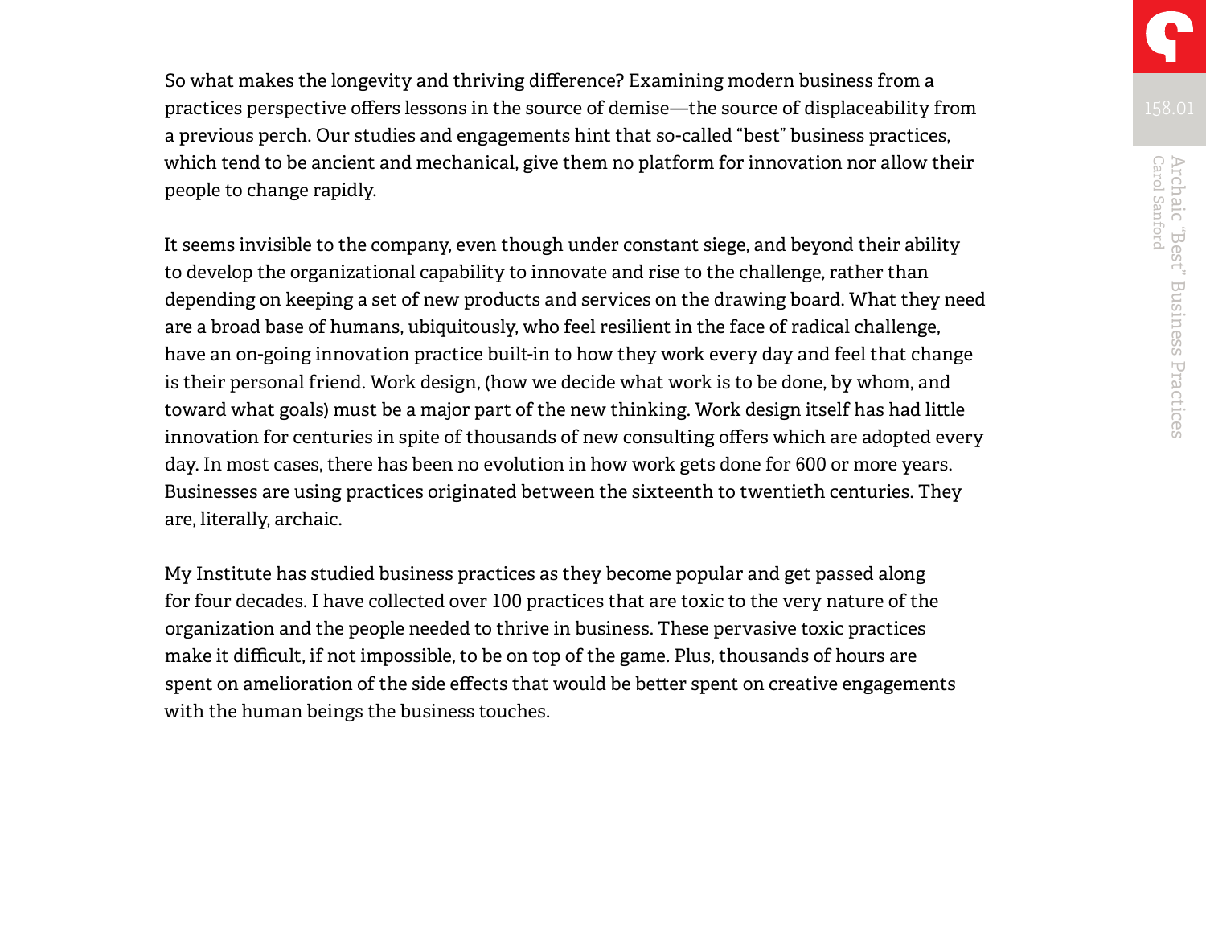So what makes the longevity and thriving difference? Examining modern business from a practices perspective offers lessons in the source of demise—the source of displaceability from a previous perch. Our studies and engagements hint that so-called "best" business practices, which tend to be ancient and mechanical, give them no platform for innovation nor allow their people to change rapidly.

It seems invisible to the company, even though under constant siege, and beyond their ability to develop the organizational capability to innovate and rise to the challenge, rather than depending on keeping a set of new products and services on the drawing board. What they need are a broad base of humans, ubiquitously, who feel resilient in the face of radical challenge, have an on-going innovation practice built-in to how they work every day and feel that change is their personal friend. Work design, (how we decide what work is to be done, by whom, and toward what goals) must be a major part of the new thinking. Work design itself has had little innovation for centuries in spite of thousands of new consulting offers which are adopted every day. In most cases, there has been no evolution in how work gets done for 600 or more years. Businesses are using practices originated between the sixteenth to twentieth centuries. They are, literally, archaic.

My Institute has studied business practices as they become popular and get passed along for four decades. I have collected over 100 practices that are toxic to the very nature of the organization and the people needed to thrive in business. These pervasive toxic practices make it difficult, if not impossible, to be on top of the game. Plus, thousands of hours are spent on amelioration of the side effects that would be better spent on creative engagements with the human beings the business touches.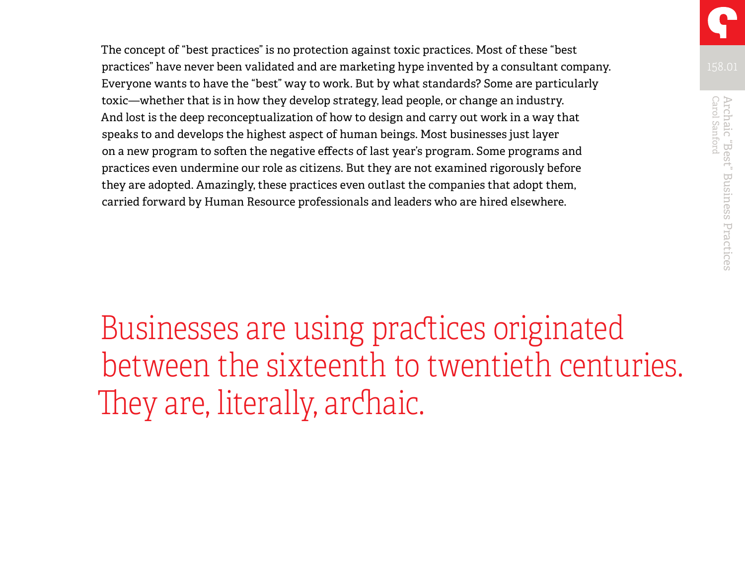The concept of "best practices" is no protection against toxic practices. Most of these "best practices" have never been validated and are marketing hype invented by a consultant company. Everyone wants to have the "best" way to work. But by what standards? Some are particularly toxic—whether that is in how they develop strategy, lead people, or change an industry. And lost is the deep reconceptualization of how to design and carry out work in a way that speaks to and develops the highest aspect of human beings. Most businesses just layer on a new program to soften the negative effects of last year's program. Some programs and practices even undermine our role as citizens. But they are not examined rigorously before they are adopted. Amazingly, these practices even outlast the companies that adopt them, carried forward by Human Resource professionals and leaders who are hired elsewhere.

## Businesses are using practices originated between the sixteenth to twentieth centuries. They are, literally, archaic.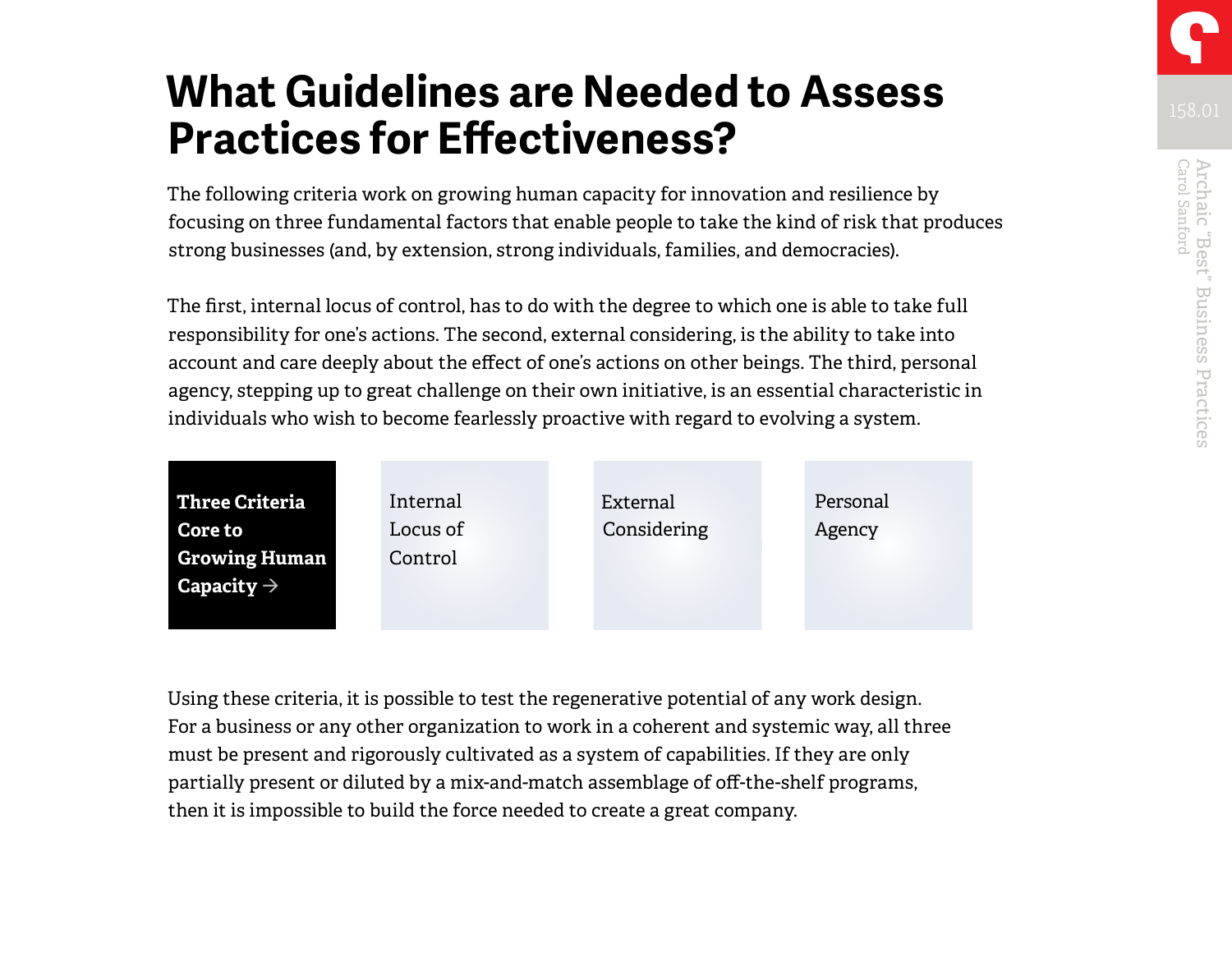# What Guidelines are Needed to Assess Practices for Effectiveness?

The following criteria work on growing human capacity for innovation and resilience by focusing on three fundamental factors that enable people to take the kind of risk that produces strong businesses (and, by extension, strong individuals, families, and democracies).

The first, internal locus of control, has to do with the degree to which one is able to take full responsibility for one's actions. The second, external considering, is the ability to take into account and care deeply about the effect of one's actions on other beings. The third, personal agency, stepping up to great challenge on their own initiative, is an essential characteristic in individuals who wish to become fearlessly proactive with regard to evolving a system.

**Three Criteria Core to Growing Human Capacity →**

- Internal Locus of Control
- External Considering
- Personal Agency

Using these criteria, it is possible to test the regenerative potential of any work design. For a business or any other organization to work in a coherent and systemic way, all three must be present and rigorously cultivated as a system of capabilities. If they are only partially present or diluted by a mix-and-match assemblage of off-the-shelf programs, then it is impossible to build the force needed to create a great company.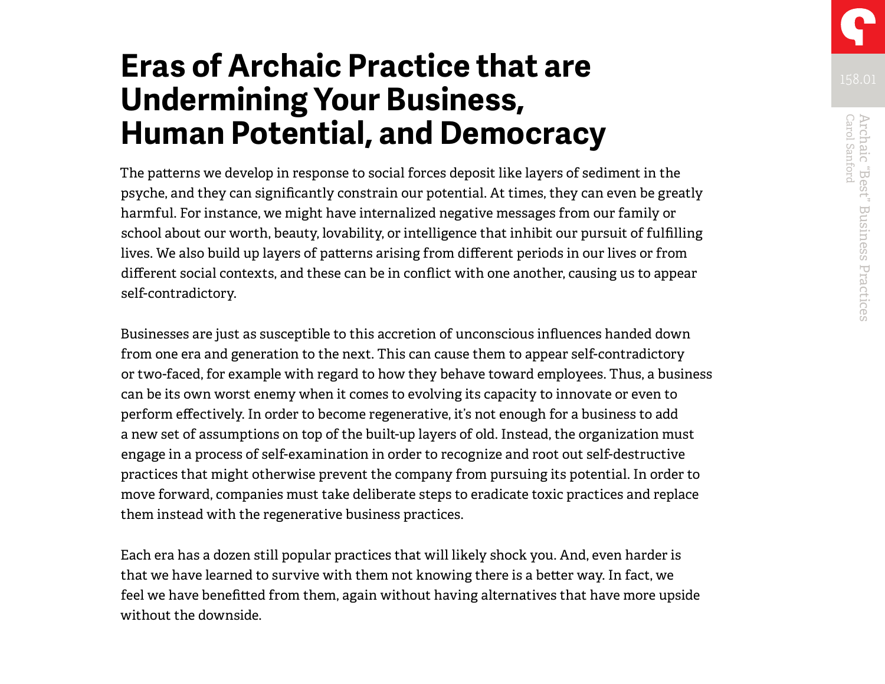# Eras of Archaic Practice that are Undermining Your Business, Human Potential, and Democracy

The patterns we develop in response to social forces deposit like layers of sediment in the psyche, and they can significantly constrain our potential. At times, they can even be greatly harmful. For instance, we might have internalized negative messages from our family or school about our worth, beauty, lovability, or intelligence that inhibit our pursuit of fulfilling lives. We also build up layers of patterns arising from different periods in our lives or from different social contexts, and these can be in conflict with one another, causing us to appear self-contradictory.

Businesses are just as susceptible to this accretion of unconscious influences handed down from one era and generation to the next. This can cause them to appear self-contradictory or two-faced, for example with regard to how they behave toward employees. Thus, a business can be its own worst enemy when it comes to evolving its capacity to innovate or even to perform effectively. In order to become regenerative, it's not enough for a business to add a new set of assumptions on top of the built-up layers of old. Instead, the organization must engage in a process of self-examination in order to recognize and root out self-destructive practices that might otherwise prevent the company from pursuing its potential. In order to move forward, companies must take deliberate steps to eradicate toxic practices and replace them instead with the regenerative business practices.

Each era has a dozen still popular practices that will likely shock you. And, even harder is that we have learned to survive with them not knowing there is a better way. In fact, we feel we have benefitted from them, again without having alternatives that have more upside without the downside.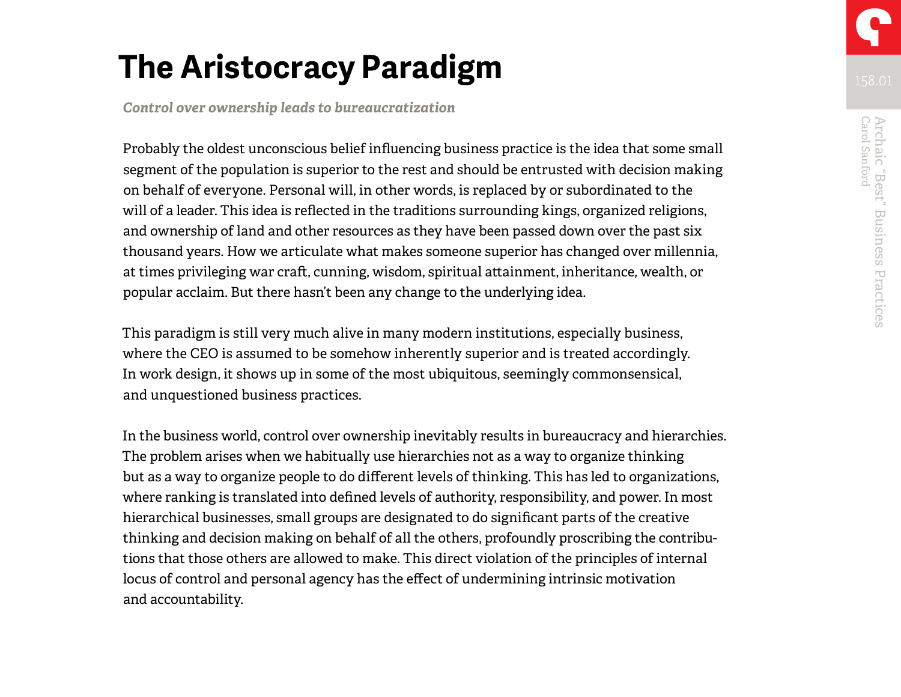# The Aristocracy Paradigm

*Control over ownership leads to bureaucratization*

Probably the oldest unconscious belief influencing business practice is the idea that some small segment of the population is superior to the rest and should be entrusted with decision making on behalf of everyone. Personal will, in other words, is replaced by or subordinated to the will of a leader. This idea is reflected in the traditions surrounding kings, organized religions, and ownership of land and other resources as they have been passed down over the past six thousand years. How we articulate what makes someone superior has changed over millennia, at times privileging war craft, cunning, wisdom, spiritual attainment, inheritance, wealth, or popular acclaim. But there hasn't been any change to the underlying idea.

This paradigm is still very much alive in many modern institutions, especially business, where the CEO is assumed to be somehow inherently superior and is treated accordingly. In work design, it shows up in some of the most ubiquitous, seemingly commonsensical, and unquestioned business practices.

In the business world, control over ownership inevitably results in bureaucracy and hierarchies. The problem arises when we habitually use hierarchies not as a way to organize thinking but as a way to organize people to do different levels of thinking. This has led to organizations, where ranking is translated into defined levels of authority, responsibility, and power. In most hierarchical businesses, small groups are designated to do significant parts of the creative thinking and decision making on behalf of all the others, profoundly proscribing the contributions that those others are allowed to make. This direct violation of the principles of internal locus of control and personal agency has the effect of undermining intrinsic motivation and accountability.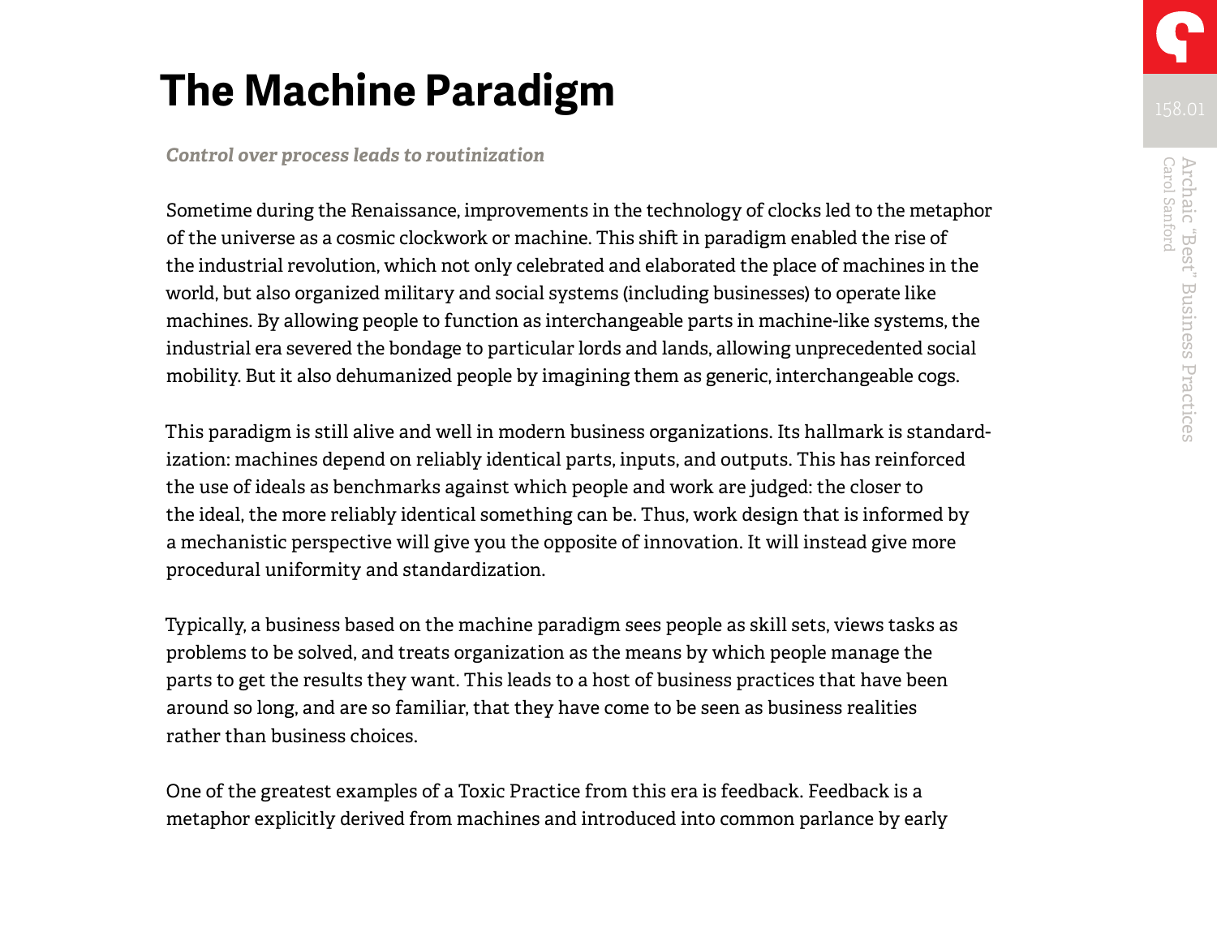# The Machine Paradigm

***Control over process leads to routinization***

Sometime during the Renaissance, improvements in the technology of clocks led to the metaphor of the universe as a cosmic clockwork or machine. This shift in paradigm enabled the rise of the industrial revolution, which not only celebrated and elaborated the place of machines in the world, but also organized military and social systems (including businesses) to operate like machines. By allowing people to function as interchangeable parts in machine-like systems, the industrial era severed the bondage to particular lords and lands, allowing unprecedented social mobility. But it also dehumanized people by imagining them as generic, interchangeable cogs.

This paradigm is still alive and well in modern business organizations. Its hallmark is standardization: machines depend on reliably identical parts, inputs, and outputs. This has reinforced the use of ideals as benchmarks against which people and work are judged: the closer to the ideal, the more reliably identical something can be. Thus, work design that is informed by a mechanistic perspective will give you the opposite of innovation. It will instead give more procedural uniformity and standardization.

Typically, a business based on the machine paradigm sees people as skill sets, views tasks as problems to be solved, and treats organization as the means by which people manage the parts to get the results they want. This leads to a host of business practices that have been around so long, and are so familiar, that they have come to be seen as business realities rather than business choices.

One of the greatest examples of a Toxic Practice from this era is feedback. Feedback is a metaphor explicitly derived from machines and introduced into common parlance by early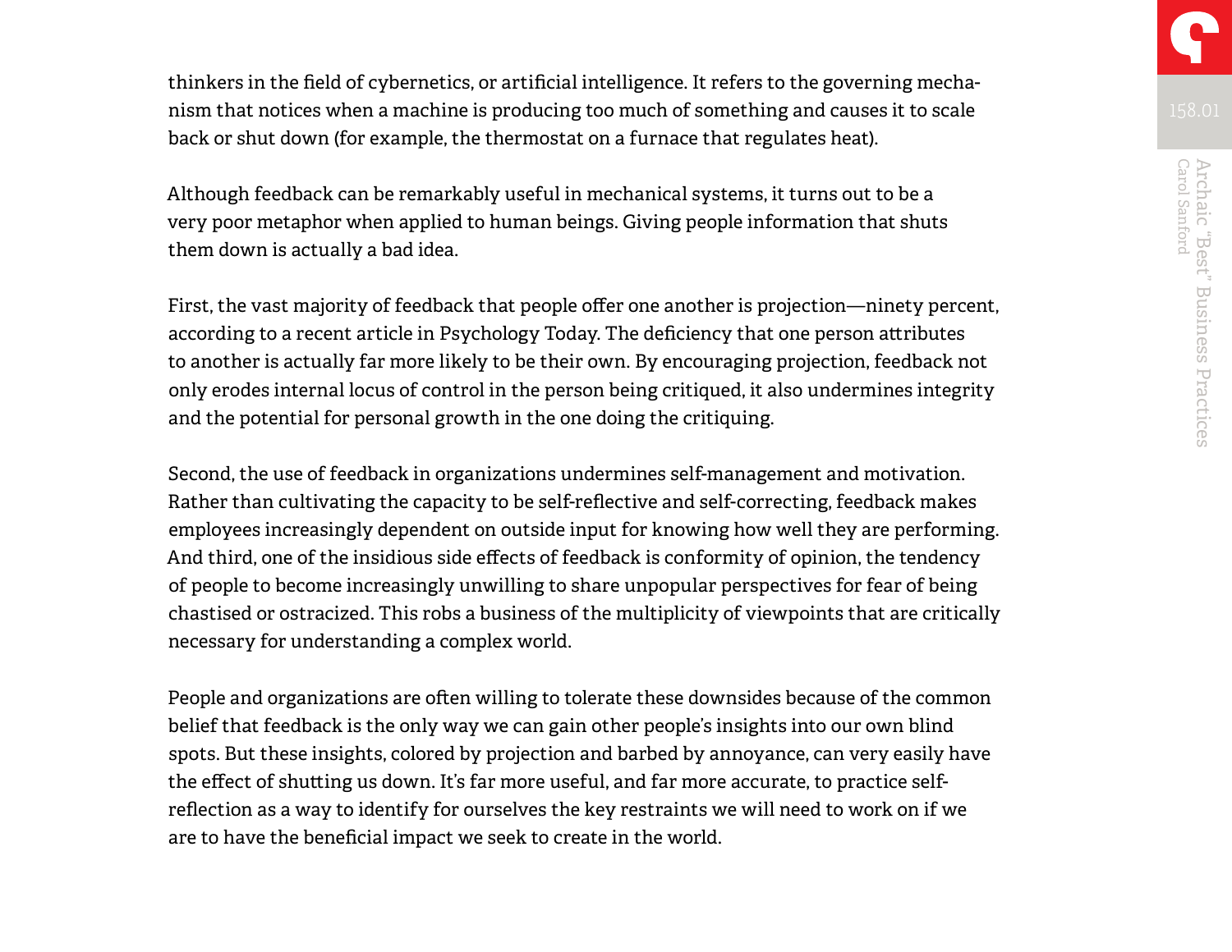thinkers in the field of cybernetics, or artificial intelligence. It refers to the governing mechanism that notices when a machine is producing too much of something and causes it to scale back or shut down (for example, the thermostat on a furnace that regulates heat).

Although feedback can be remarkably useful in mechanical systems, it turns out to be a very poor metaphor when applied to human beings. Giving people information that shuts them down is actually a bad idea.

First, the vast majority of feedback that people offer one another is projection—ninety percent, according to a recent article in Psychology Today. The deficiency that one person attributes to another is actually far more likely to be their own. By encouraging projection, feedback not only erodes internal locus of control in the person being critiqued, it also undermines integrity and the potential for personal growth in the one doing the critiquing.

Second, the use of feedback in organizations undermines self-management and motivation. Rather than cultivating the capacity to be self-reflective and self-correcting, feedback makes employees increasingly dependent on outside input for knowing how well they are performing. And third, one of the insidious side effects of feedback is conformity of opinion, the tendency of people to become increasingly unwilling to share unpopular perspectives for fear of being chastised or ostracized. This robs a business of the multiplicity of viewpoints that are critically necessary for understanding a complex world.

People and organizations are often willing to tolerate these downsides because of the common belief that feedback is the only way we can gain other people's insights into our own blind spots. But these insights, colored by projection and barbed by annoyance, can very easily have the effect of shutting us down. It's far more useful, and far more accurate, to practice self-reflection as a way to identify for ourselves the key restraints we will need to work on if we are to have the beneficial impact we seek to create in the world.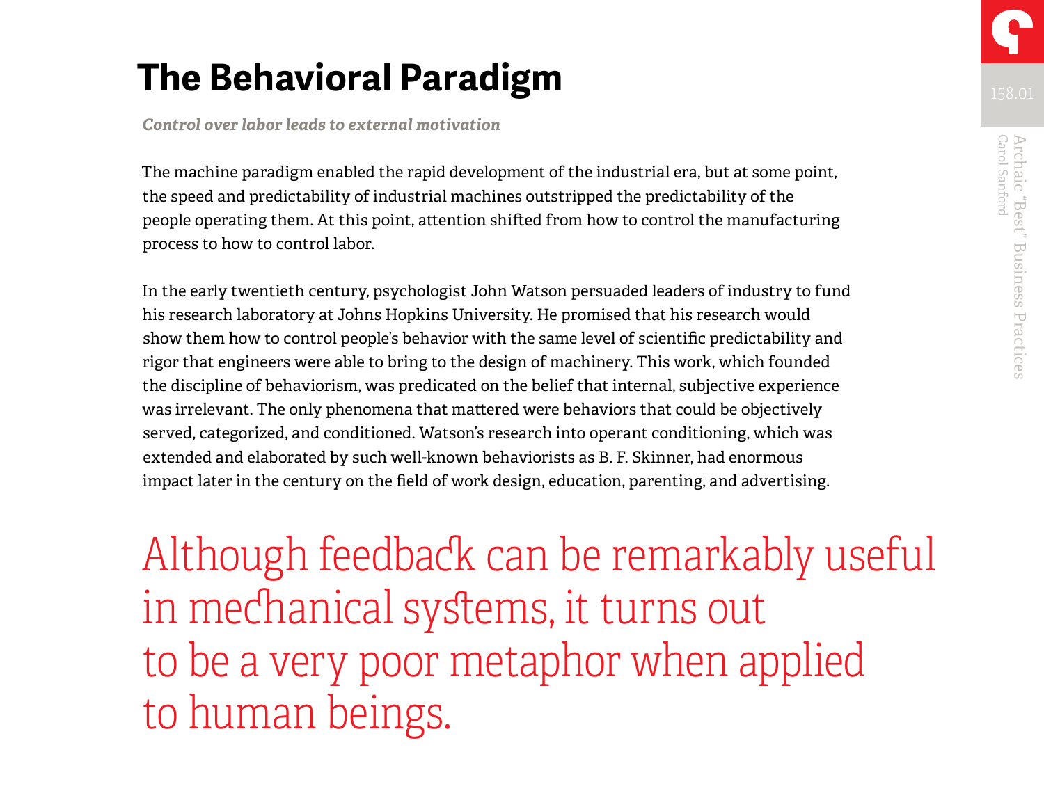# The Behavioral Paradigm

***Control over labor leads to external motivation***

The machine paradigm enabled the rapid development of the industrial era, but at some point, the speed and predictability of industrial machines outstripped the predictability of the people operating them. At this point, attention shifted from how to control the manufacturing process to how to control labor.

In the early twentieth century, psychologist John Watson persuaded leaders of industry to fund his research laboratory at Johns Hopkins University. He promised that his research would show them how to control people's behavior with the same level of scientific predictability and rigor that engineers were able to bring to the design of machinery. This work, which founded the discipline of behaviorism, was predicated on the belief that internal, subjective experience was irrelevant. The only phenomena that mattered were behaviors that could be objectively served, categorized, and conditioned. Watson's research into operant conditioning, which was extended and elaborated by such well-known behaviorists as B. F. Skinner, had enormous impact later in the century on the field of work design, education, parenting, and advertising.

Although feedback can be remarkably useful in mechanical systems, it turns out to be a very poor metaphor when applied to human beings.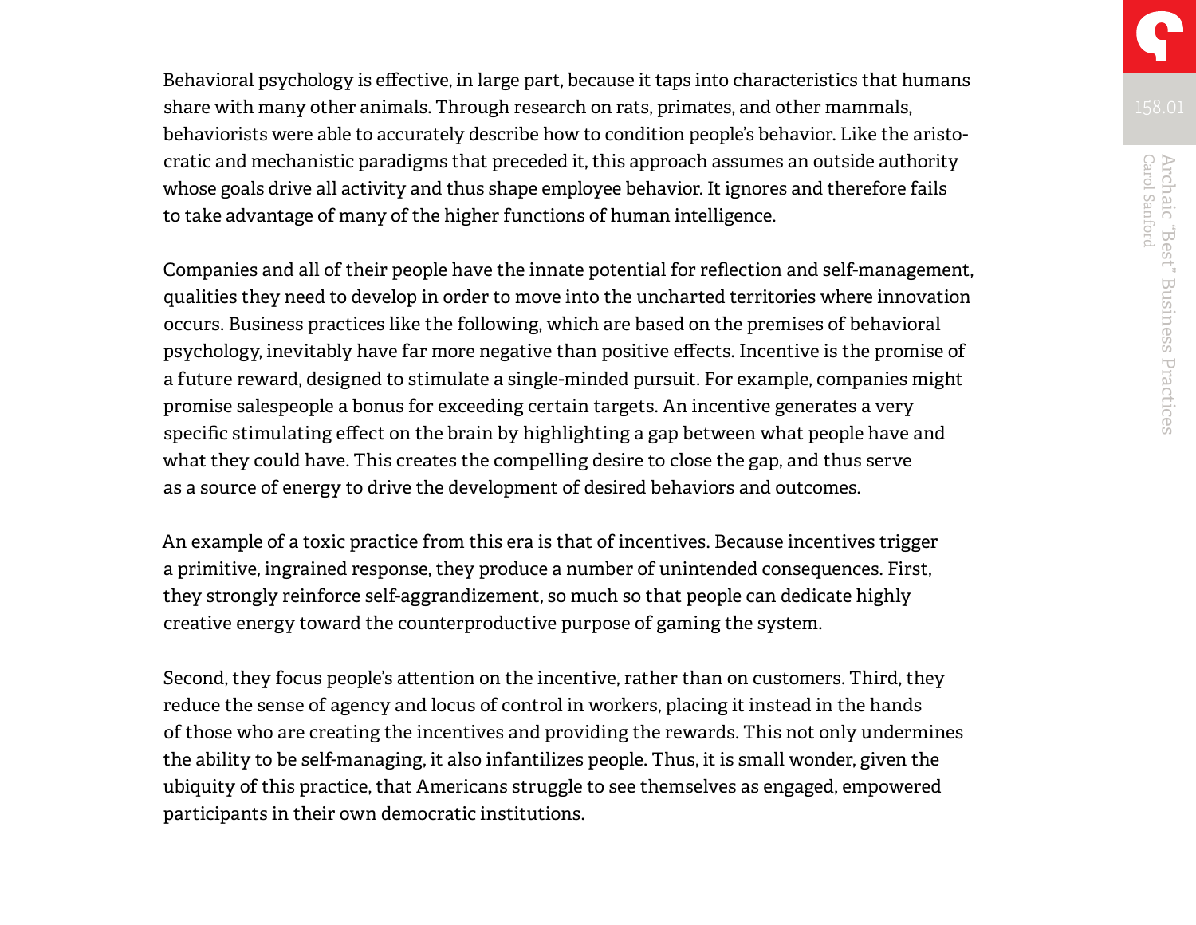Behavioral psychology is effective, in large part, because it taps into characteristics that humans share with many other animals. Through research on rats, primates, and other mammals, behaviorists were able to accurately describe how to condition people's behavior. Like the aristocratic and mechanistic paradigms that preceded it, this approach assumes an outside authority whose goals drive all activity and thus shape employee behavior. It ignores and therefore fails to take advantage of many of the higher functions of human intelligence.

Companies and all of their people have the innate potential for reflection and self-management, qualities they need to develop in order to move into the uncharted territories where innovation occurs. Business practices like the following, which are based on the premises of behavioral psychology, inevitably have far more negative than positive effects. Incentive is the promise of a future reward, designed to stimulate a single-minded pursuit. For example, companies might promise salespeople a bonus for exceeding certain targets. An incentive generates a very specific stimulating effect on the brain by highlighting a gap between what people have and what they could have. This creates the compelling desire to close the gap, and thus serve as a source of energy to drive the development of desired behaviors and outcomes.

An example of a toxic practice from this era is that of incentives. Because incentives trigger a primitive, ingrained response, they produce a number of unintended consequences. First, they strongly reinforce self-aggrandizement, so much so that people can dedicate highly creative energy toward the counterproductive purpose of gaming the system.

Second, they focus people's attention on the incentive, rather than on customers. Third, they reduce the sense of agency and locus of control in workers, placing it instead in the hands of those who are creating the incentives and providing the rewards. This not only undermines the ability to be self-managing, it also infantilizes people. Thus, it is small wonder, given the ubiquity of this practice, that Americans struggle to see themselves as engaged, empowered participants in their own democratic institutions.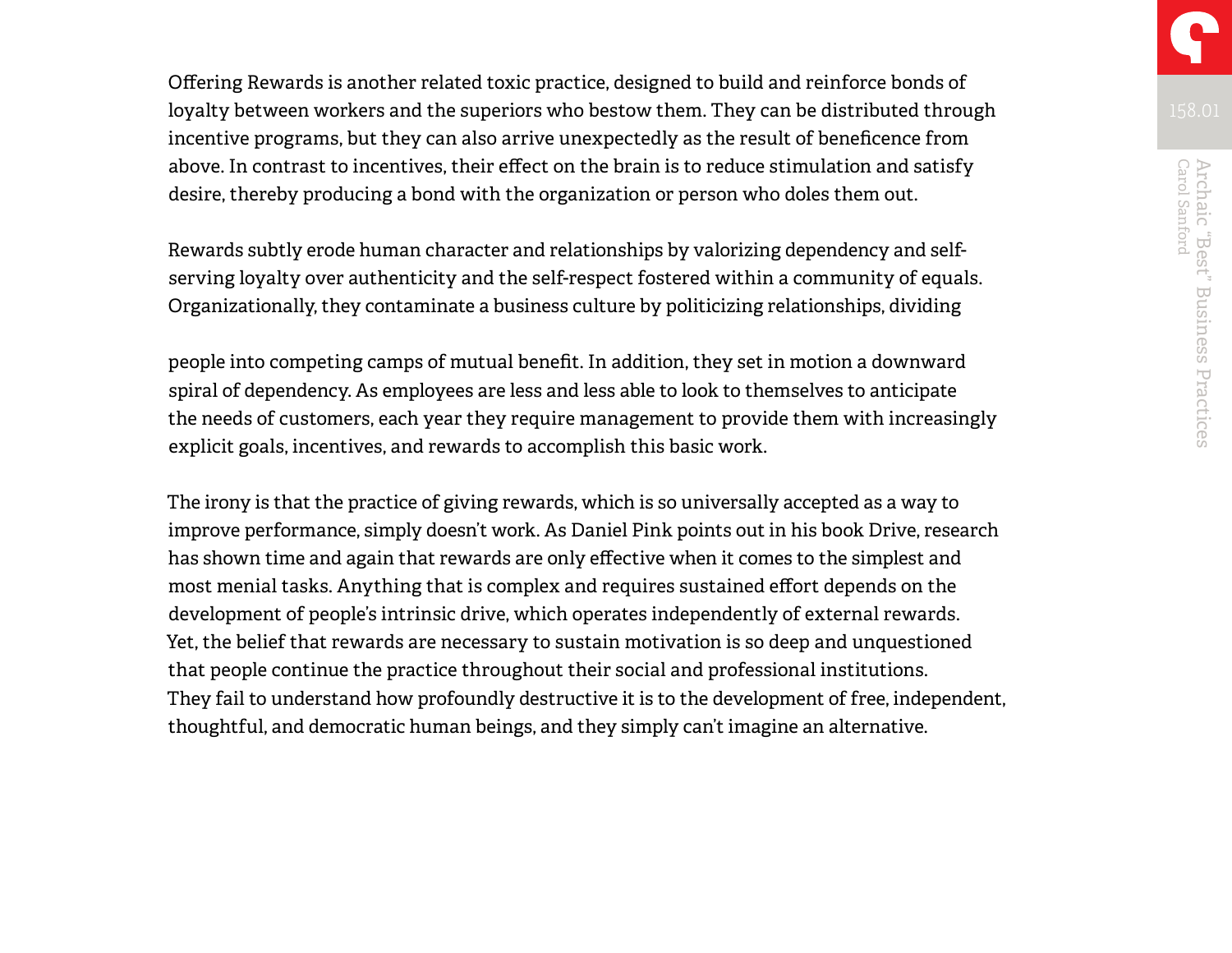Offering Rewards is another related toxic practice, designed to build and reinforce bonds of loyalty between workers and the superiors who bestow them. They can be distributed through incentive programs, but they can also arrive unexpectedly as the result of beneficence from above. In contrast to incentives, their effect on the brain is to reduce stimulation and satisfy desire, thereby producing a bond with the organization or person who doles them out.

Rewards subtly erode human character and relationships by valorizing dependency and self-serving loyalty over authenticity and the self-respect fostered within a community of equals. Organizationally, they contaminate a business culture by politicizing relationships, dividing people into competing camps of mutual benefit. In addition, they set in motion a downward spiral of dependency. As employees are less and less able to look to themselves to anticipate the needs of customers, each year they require management to provide them with increasingly explicit goals, incentives, and rewards to accomplish this basic work.

The irony is that the practice of giving rewards, which is so universally accepted as a way to improve performance, simply doesn't work. As Daniel Pink points out in his book Drive, research has shown time and again that rewards are only effective when it comes to the simplest and most menial tasks. Anything that is complex and requires sustained effort depends on the development of people's intrinsic drive, which operates independently of external rewards. Yet, the belief that rewards are necessary to sustain motivation is so deep and unquestioned that people continue the practice throughout their social and professional institutions. They fail to understand how profoundly destructive it is to the development of free, independent, thoughtful, and democratic human beings, and they simply can't imagine an alternative.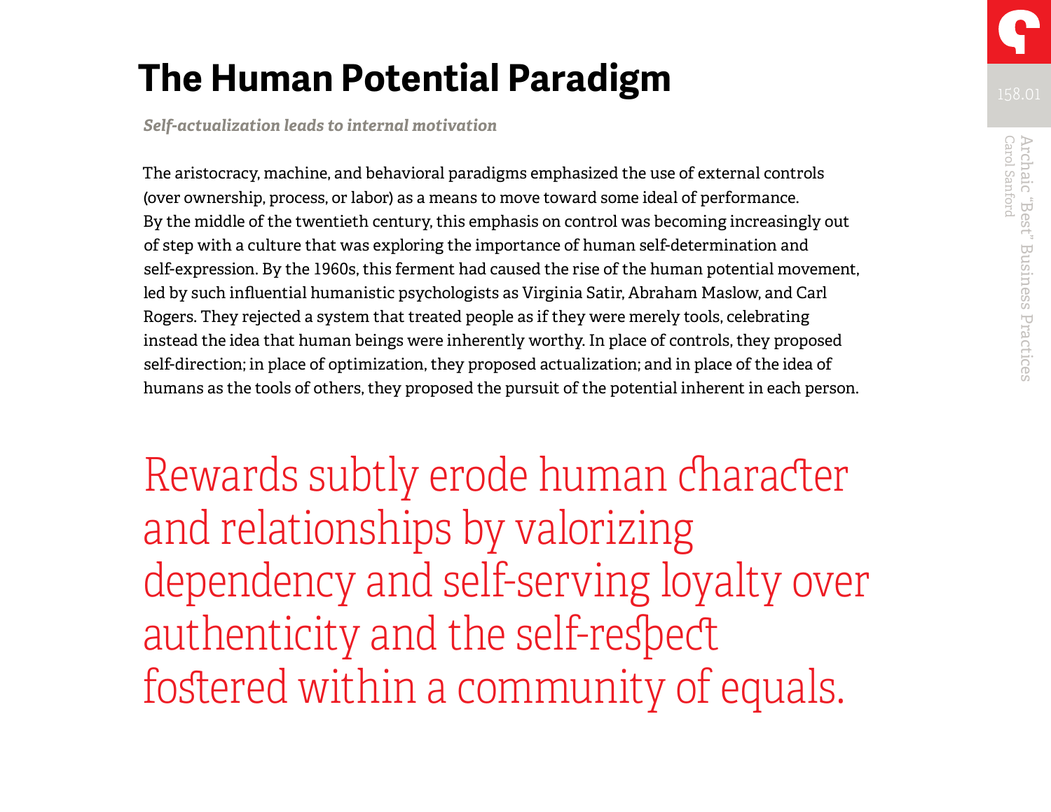# The Human Potential Paradigm

***Self-actualization leads to internal motivation***

The aristocracy, machine, and behavioral paradigms emphasized the use of external controls (over ownership, process, or labor) as a means to move toward some ideal of performance. By the middle of the twentieth century, this emphasis on control was becoming increasingly out of step with a culture that was exploring the importance of human self-determination and self-expression. By the 1960s, this ferment had caused the rise of the human potential movement, led by such influential humanistic psychologists as Virginia Satir, Abraham Maslow, and Carl Rogers. They rejected a system that treated people as if they were merely tools, celebrating instead the idea that human beings were inherently worthy. In place of controls, they proposed self-direction; in place of optimization, they proposed actualization; and in place of the idea of humans as the tools of others, they proposed the pursuit of the potential inherent in each person.

Rewards subtly erode human character and relationships by valorizing dependency and self-serving loyalty over authenticity and the self-respect fostered within a community of equals.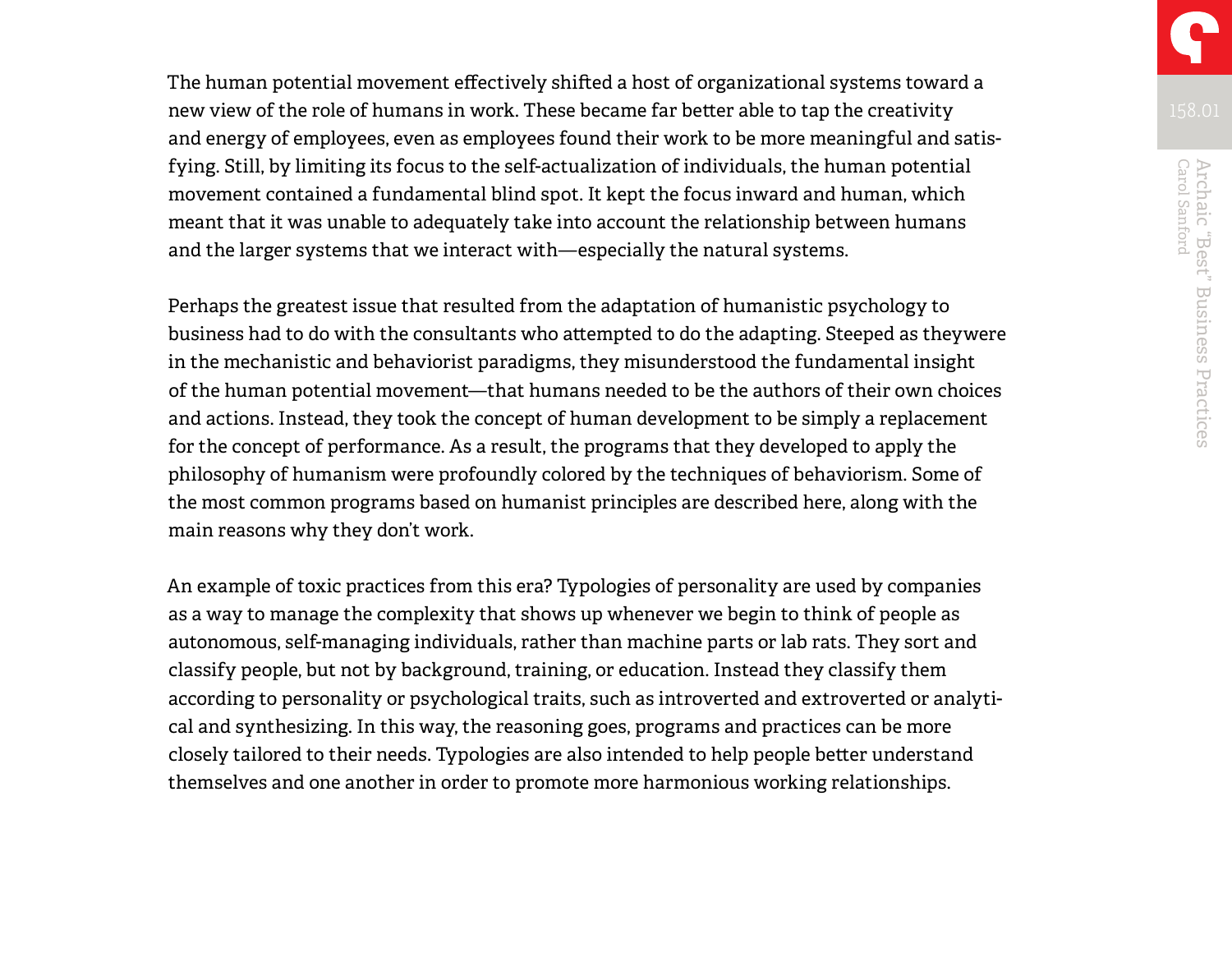The human potential movement effectively shifted a host of organizational systems toward a new view of the role of humans in work. These became far better able to tap the creativity and energy of employees, even as employees found their work to be more meaningful and satisfying. Still, by limiting its focus to the self-actualization of individuals, the human potential movement contained a fundamental blind spot. It kept the focus inward and human, which meant that it was unable to adequately take into account the relationship between humans and the larger systems that we interact with—especially the natural systems.

Perhaps the greatest issue that resulted from the adaptation of humanistic psychology to business had to do with the consultants who attempted to do the adapting. Steeped as theywere in the mechanistic and behaviorist paradigms, they misunderstood the fundamental insight of the human potential movement—that humans needed to be the authors of their own choices and actions. Instead, they took the concept of human development to be simply a replacement for the concept of performance. As a result, the programs that they developed to apply the philosophy of humanism were profoundly colored by the techniques of behaviorism. Some of the most common programs based on humanist principles are described here, along with the main reasons why they don't work.

An example of toxic practices from this era? Typologies of personality are used by companies as a way to manage the complexity that shows up whenever we begin to think of people as autonomous, self-managing individuals, rather than machine parts or lab rats. They sort and classify people, but not by background, training, or education. Instead they classify them according to personality or psychological traits, such as introverted and extroverted or analytical and synthesizing. In this way, the reasoning goes, programs and practices can be more closely tailored to their needs. Typologies are also intended to help people better understand themselves and one another in order to promote more harmonious working relationships.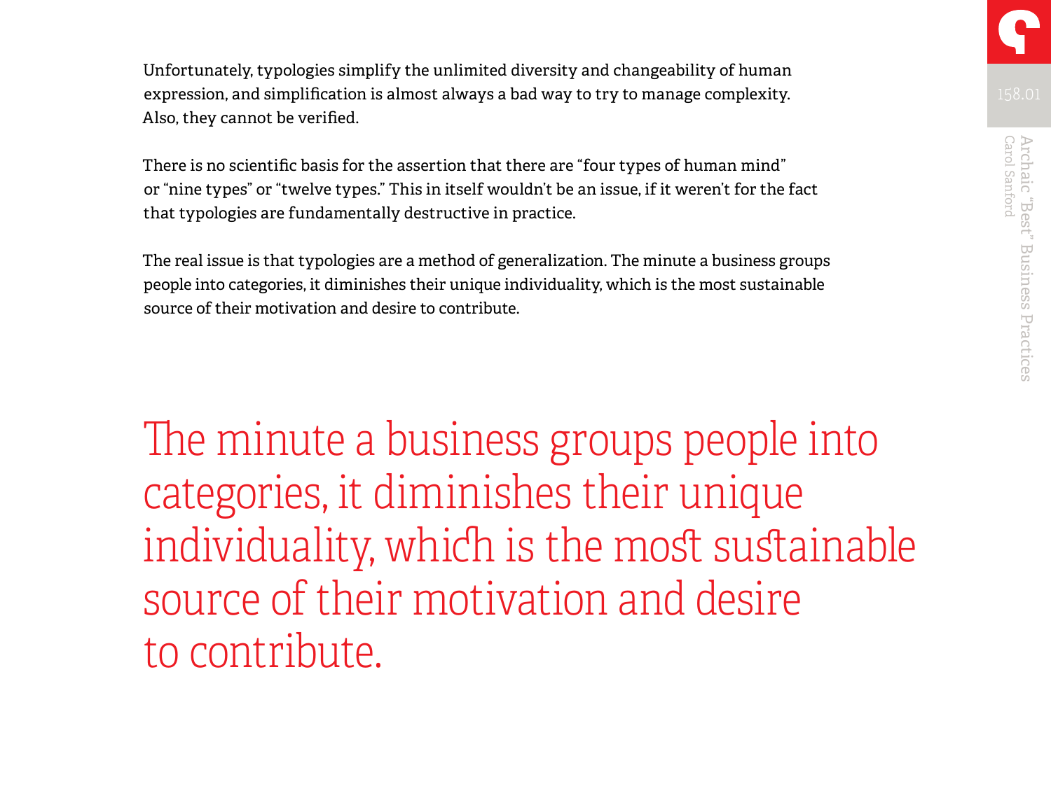Unfortunately, typologies simplify the unlimited diversity and changeability of human expression, and simplification is almost always a bad way to try to manage complexity. Also, they cannot be verified.

There is no scientific basis for the assertion that there are “four types of human mind” or “nine types” or “twelve types.” This in itself wouldn’t be an issue, if it weren’t for the fact that typologies are fundamentally destructive in practice.

The real issue is that typologies are a method of generalization. The minute a business groups people into categories, it diminishes their unique individuality, which is the most sustainable source of their motivation and desire to contribute.

> The minute a business groups people into categories, it diminishes their unique individuality, which is the most sustainable source of their motivation and desire to contribute.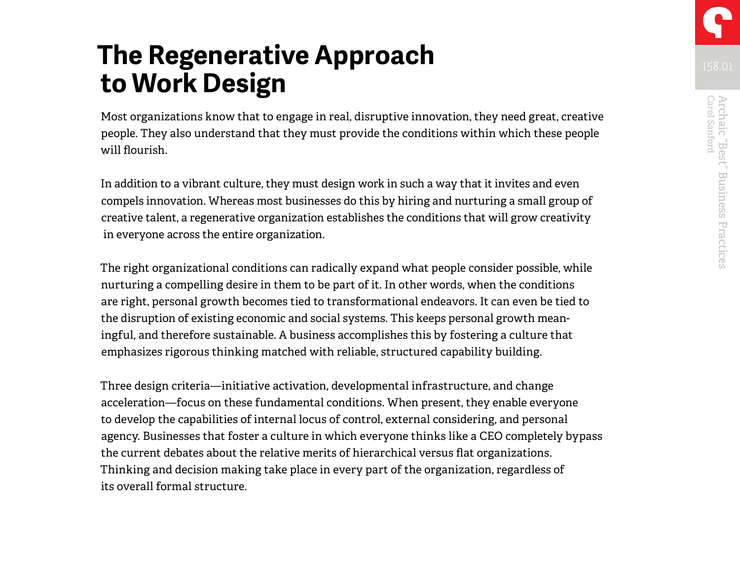# The Regenerative Approach to Work Design

Most organizations know that to engage in real, disruptive innovation, they need great, creative people. They also understand that they must provide the conditions within which these people will flourish.

In addition to a vibrant culture, they must design work in such a way that it invites and even compels innovation. Whereas most businesses do this by hiring and nurturing a small group of creative talent, a regenerative organization establishes the conditions that will grow creativity in everyone across the entire organization.

The right organizational conditions can radically expand what people consider possible, while nurturing a compelling desire in them to be part of it. In other words, when the conditions are right, personal growth becomes tied to transformational endeavors. It can even be tied to the disruption of existing economic and social systems. This keeps personal growth meaningful, and therefore sustainable. A business accomplishes this by fostering a culture that emphasizes rigorous thinking matched with reliable, structured capability building.

Three design criteria—initiative activation, developmental infrastructure, and change acceleration—focus on these fundamental conditions. When present, they enable everyone to develop the capabilities of internal locus of control, external considering, and personal agency. Businesses that foster a culture in which everyone thinks like a CEO completely bypass the current debates about the relative merits of hierarchical versus flat organizations. Thinking and decision making take place in every part of the organization, regardless of its overall formal structure.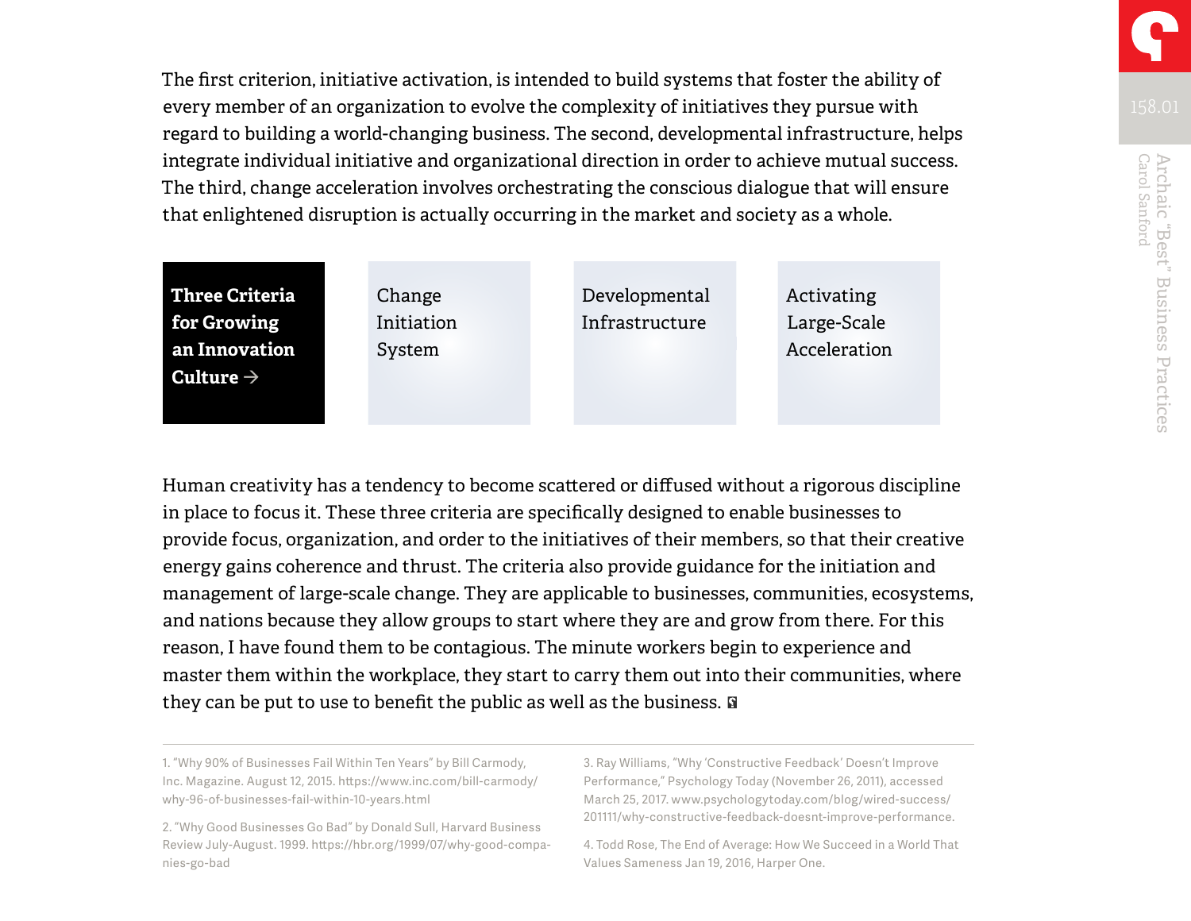The first criterion, initiative activation, is intended to build systems that foster the ability of every member of an organization to evolve the complexity of initiatives they pursue with regard to building a world-changing business. The second, developmental infrastructure, helps integrate individual initiative and organizational direction in order to achieve mutual success. The third, change acceleration involves orchestrating the conscious dialogue that will ensure that enlightened disruption is actually occurring in the market and society as a whole.

| **Three Criteria for Growing an Innovation Culture →** | Change Initiation System | Developmental Infrastructure | Activating Large-Scale Acceleration |
|---|---|---|---|

Human creativity has a tendency to become scattered or diffused without a rigorous discipline in place to focus it. These three criteria are specifically designed to enable businesses to provide focus, organization, and order to the initiatives of their members, so that their creative energy gains coherence and thrust. The criteria also provide guidance for the initiation and management of large-scale change. They are applicable to businesses, communities, ecosystems, and nations because they allow groups to start where they are and grow from there. For this reason, I have found them to be contagious. The minute workers begin to experience and master them within the workplace, they start to carry them out into their communities, where they can be put to use to benefit the public as well as the business.

---

1. "Why 90% of Businesses Fail Within Ten Years" by Bill Carmody, Inc. Magazine. August 12, 2015. https://www.inc.com/bill-carmody/why-96-of-businesses-fail-within-10-years.html

2. "Why Good Businesses Go Bad" by Donald Sull, Harvard Business Review July-August. 1999. https://hbr.org/1999/07/why-good-companies-go-bad

3. Ray Williams, "Why 'Constructive Feedback' Doesn't Improve Performance," Psychology Today (November 26, 2011), accessed March 25, 2017. www.psychologytoday.com/blog/wired-success/201111/why-constructive-feedback-doesnt-improve-performance.

4. Todd Rose, The End of Average: How We Succeed in a World That Values Sameness Jan 19, 2016, Harper One.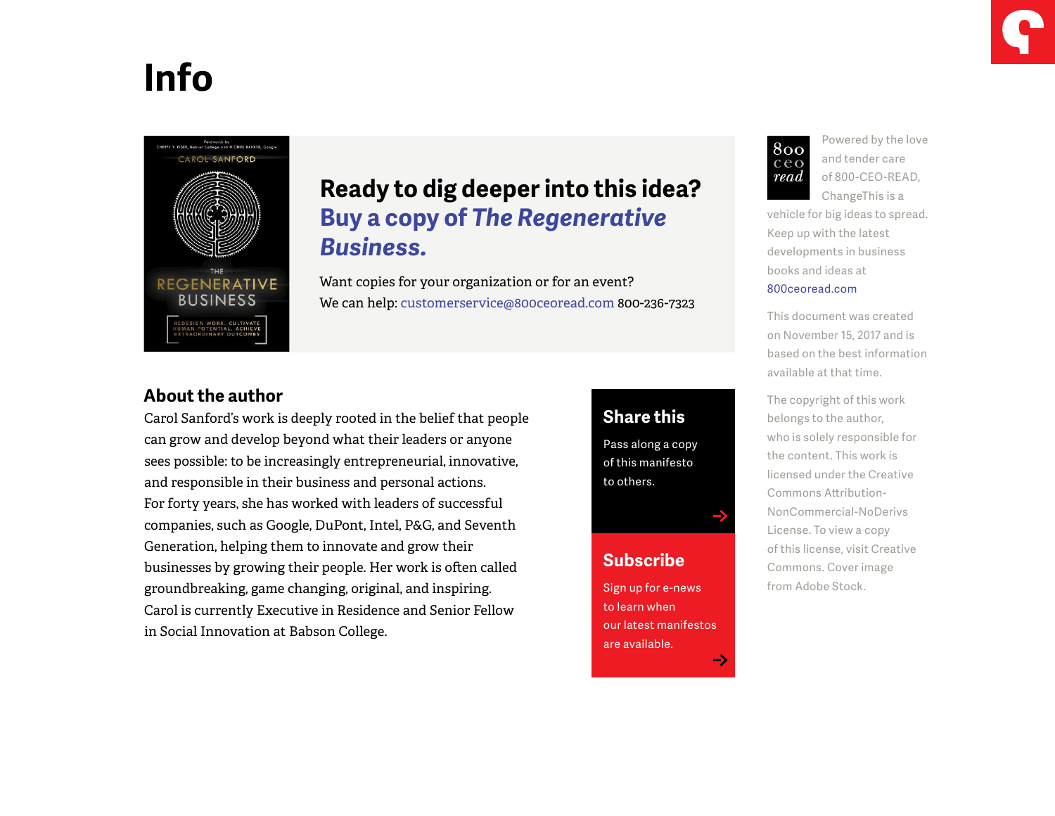# Info

## Ready to dig deeper into this idea?

## Buy a copy of *The Regenerative Business.*

Want copies for your organization or for an event?
We can help: customerservice@800ceoread.com 800-236-7323

### About the author

Carol Sanford's work is deeply rooted in the belief that people can grow and develop beyond what their leaders or anyone sees possible: to be increasingly entrepreneurial, innovative, and responsible in their business and personal actions. For forty years, she has worked with leaders of successful companies, such as Google, DuPont, Intel, P&G, and Seventh Generation, helping them to innovate and grow their businesses by growing their people. Her work is often called groundbreaking, game changing, original, and inspiring. Carol is currently Executive in Residence and Senior Fellow in Social Innovation at Babson College.

### Share this

Pass along a copy of this manifesto to others.

### Subscribe

Sign up for e-news to learn when our latest manifestos are available.

Powered by the love and tender care of 800-CEO-READ, ChangeThis is a vehicle for big ideas to spread. Keep up with the latest developments in business books and ideas at 800ceoread.com

This document was created on November 15, 2017 and is based on the best information available at that time.

The copyright of this work belongs to the author, who is solely responsible for the content. This work is licensed under the Creative Commons Attribution-NonCommercial-NoDerivs License. To view a copy of this license, visit Creative Commons. Cover image from Adobe Stock.